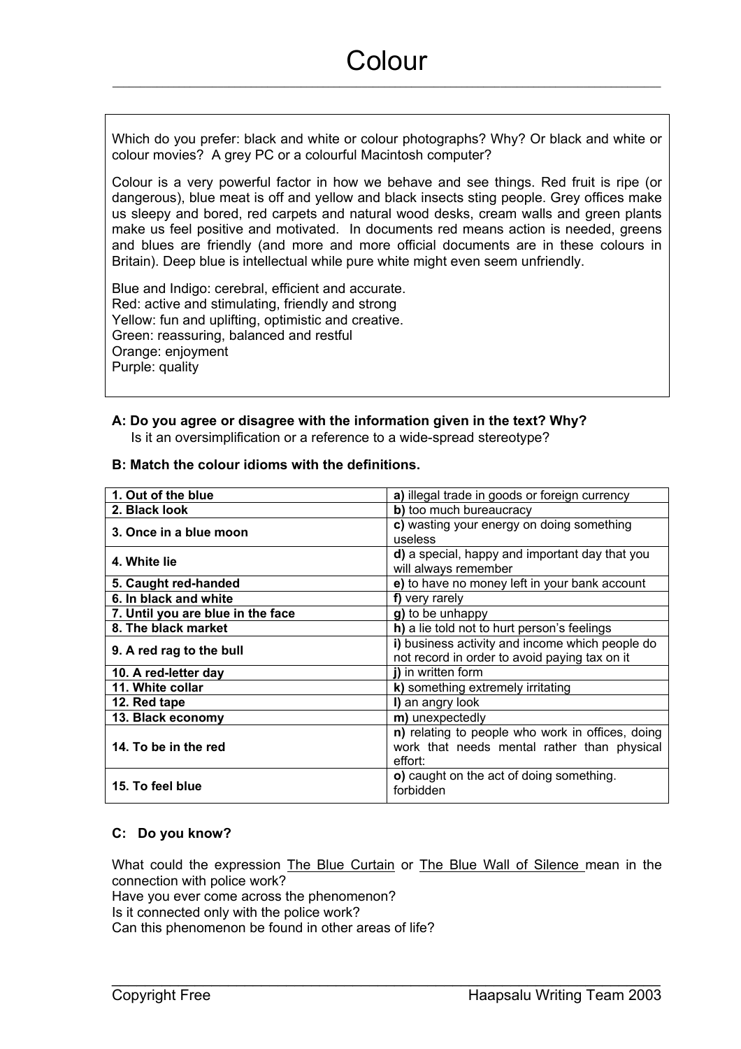# Colour

Which do you prefer: black and white or colour photographs? Why? Or black and white or colour movies? A grey PC or a colourful Macintosh computer?

Colour is a very powerful factor in how we behave and see things. Red fruit is ripe (or dangerous), blue meat is off and yellow and black insects sting people. Grey offices make us sleepy and bored, red carpets and natural wood desks, cream walls and green plants make us feel positive and motivated. In documents red means action is needed, greens and blues are friendly (and more and more official documents are in these colours in Britain). Deep blue is intellectual while pure white might even seem unfriendly.

Blue and Indigo: cerebral, efficient and accurate.
Red: active and stimulating, friendly and strong
Yellow: fun and uplifting, optimistic and creative.
Green: reassuring, balanced and restful
Orange: enjoyment
Purple: quality

**A: Do you agree or disagree with the information given in the text? Why?**
Is it an oversimplification or a reference to a wide-spread stereotype?

**B: Match the colour idioms with the definitions.**

| | |
|---|---|
| **1. Out of the blue** | **a)** illegal trade in goods or foreign currency |
| **2. Black look** | **b)** too much bureaucracy |
| **3. Once in a blue moon** | **c)** wasting your energy on doing something useless |
| **4. White lie** | **d)** a special, happy and important day that you will always remember |
| **5. Caught red-handed** | **e)** to have no money left in your bank account |
| **6. In black and white** | **f)** very rarely |
| **7. Until you are blue in the face** | **g)** to be unhappy |
| **8. The black market** | **h)** a lie told not to hurt person's feelings |
| **9. A red rag to the bull** | **i)** business activity and income which people do not record in order to avoid paying tax on it |
| **10. A red-letter day** | **j)** in written form |
| **11. White collar** | **k)** something extremely irritating |
| **12. Red tape** | **l)** an angry look |
| **13. Black economy** | **m)** unexpectedly |
| **14. To be in the red** | **n)** relating to people who work in offices, doing work that needs mental rather than physical effort: |
| **15. To feel blue** | **o)** caught on the act of doing something. forbidden |

**C: Do you know?**

What could the expression The Blue Curtain or The Blue Wall of Silence mean in the connection with police work?
Have you ever come across the phenomenon?
Is it connected only with the police work?
Can this phenomenon be found in other areas of life?

Copyright Free Haapsalu Writing Team 2003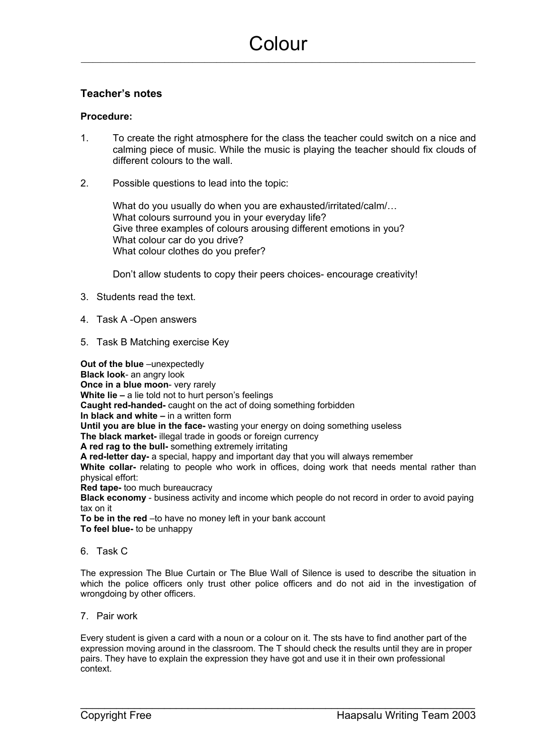# Colour

### Teacher's notes

**Procedure:**

1. To create the right atmosphere for the class the teacher could switch on a nice and calming piece of music. While the music is playing the teacher should fix clouds of different colours to the wall.

2. Possible questions to lead into the topic:

   What do you usually do when you are exhausted/irritated/calm/…
   What colours surround you in your everyday life?
   Give three examples of colours arousing different emotions in you?
   What colour car do you drive?
   What colour clothes do you prefer?

   Don't allow students to copy their peers choices- encourage creativity!

3. Students read the text.

4. Task A -Open answers

5. Task B Matching exercise Key

**Out of the blue** –unexpectedly
**Black look**- an angry look
**Once in a blue moon**- very rarely
**White lie –** a lie told not to hurt person's feelings
**Caught red-handed-** caught on the act of doing something forbidden
**In black and white –** in a written form
**Until you are blue in the face-** wasting your energy on doing something useless
**The black market-** illegal trade in goods or foreign currency
**A red rag to the bull-** something extremely irritating
**A red-letter day-** a special, happy and important day that you will always remember
**White collar-** relating to people who work in offices, doing work that needs mental rather than physical effort:
**Red tape-** too much bureaucracy
**Black economy** - business activity and income which people do not record in order to avoid paying tax on it
**To be in the red** –to have no money left in your bank account
**To feel blue-** to be unhappy

6. Task C

The expression The Blue Curtain or The Blue Wall of Silence is used to describe the situation in which the police officers only trust other police officers and do not aid in the investigation of wrongdoing by other officers.

7. Pair work

Every student is given a card with a noun or a colour on it. The sts have to find another part of the expression moving around in the classroom. The T should check the results until they are in proper pairs. They have to explain the expression they have got and use it in their own professional context.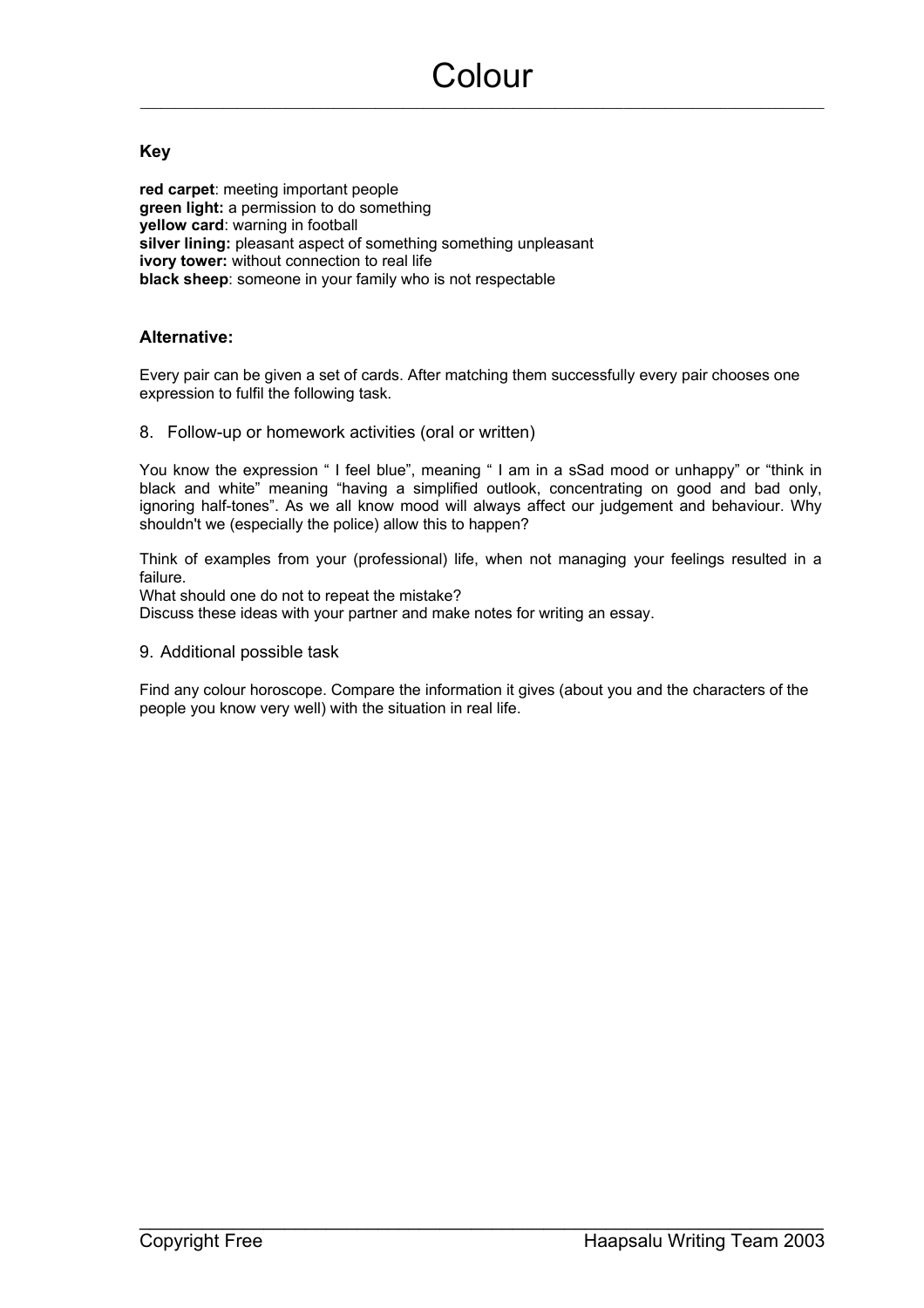# Colour

**Key**

**red carpet**: meeting important people
**green light:** a permission to do something
**yellow card**: warning in football
**silver lining:** pleasant aspect of something something unpleasant
**ivory tower:** without connection to real life
**black sheep**: someone in your family who is not respectable

**Alternative:**

Every pair can be given a set of cards. After matching them successfully every pair chooses one expression to fulfil the following task.

8. Follow-up or homework activities (oral or written)

You know the expression " I feel blue", meaning " I am in a sSad mood or unhappy" or "think in black and white" meaning "having a simplified outlook, concentrating on good and bad only, ignoring half-tones". As we all know mood will always affect our judgement and behaviour. Why shouldn't we (especially the police) allow this to happen?

Think of examples from your (professional) life, when not managing your feelings resulted in a failure.
What should one do not to repeat the mistake?
Discuss these ideas with your partner and make notes for writing an essay.

9. Additional possible task

Find any colour horoscope. Compare the information it gives (about you and the characters of the people you know very well) with the situation in real life.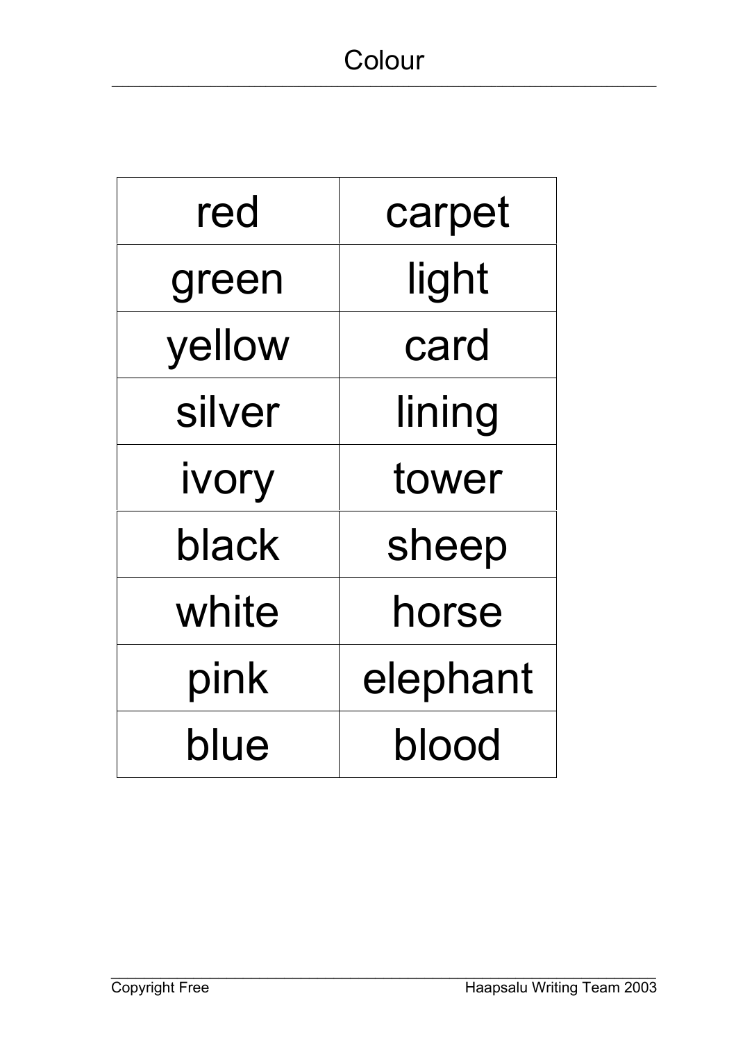# Colour

| | |
|---|---|
| red | carpet |
| green | light |
| yellow | card |
| silver | lining |
| ivory | tower |
| black | sheep |
| white | horse |
| pink | elephant |
| blue | blood |